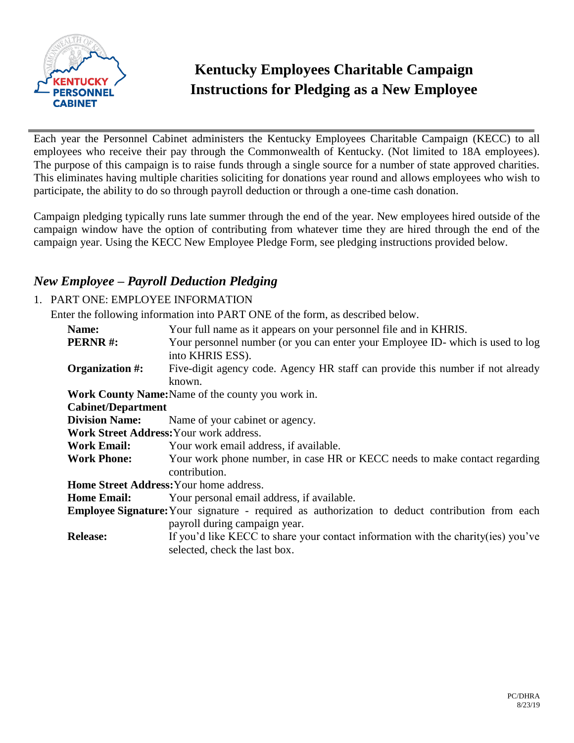# Kentucky Employees Charitable Campaign Instructions for Pledging as a New Employee

Each year the Personnel Cabinet administers the Kentucky Employees Charitable Campaign (KECC) to all employees who receive their pay through the Commonwealth of Kentucky. (Not limited to 18A employees). The purpose of this campaign is to raise funds through a single source for a number of state approved charities. This eliminates having multiple charities soliciting for donations year round and allows employees who wish to participate, the ability to do so through payroll deduction or through a one-time cash donation.

Campaign pledging typically runs late summer through the end of the year. New employees hired outside of the campaign window have the option of contributing from whatever time they are hired through the end of the campaign year. Using the KECC New Employee Pledge Form, see pledging instructions provided below.

## *New Employee – Payroll Deduction Pledging*

1. PART ONE: EMPLOYEE INFORMATION

   Enter the following information into PART ONE of the form, as described below.

   **Name:** Your full name as it appears on your personnel file and in KHRIS.

   **PERNR #:** Your personnel number (or you can enter your Employee ID- which is used to log into KHRIS ESS).

   **Organization #:** Five-digit agency code. Agency HR staff can provide this number if not already known.

   **Work County Name:** Name of the county you work in.

   **Cabinet/Department**

   **Division Name:** Name of your cabinet or agency.

   **Work Street Address:** Your work address.

   **Work Email:** Your work email address, if available.

   **Work Phone:** Your work phone number, in case HR or KECC needs to make contact regarding contribution.

   **Home Street Address:** Your home address.

   **Home Email:** Your personal email address, if available.

   **Employee Signature:** Your signature - required as authorization to deduct contribution from each payroll during campaign year.

   **Release:** If you'd like KECC to share your contact information with the charity(ies) you've selected, check the last box.

PC/DHRA
8/23/19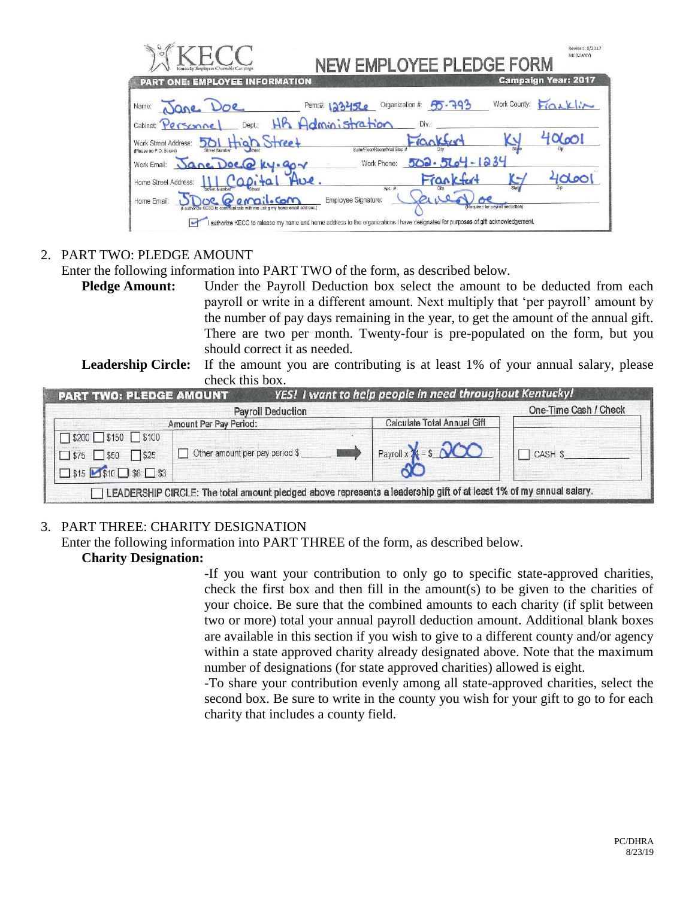KECC Kentucky Employees Charitable Campaign

# NEW EMPLOYEE PLEDGE FORM

Revised: 8/2017
NK (UWKY)

**PART ONE: EMPLOYEE INFORMATION** — **Campaign Year: 2017**

Name: Jane Doe  Perm#: 123456  Organization #: 55-793  Work County: Franklin

Cabinet: Personnel  Dept.: HR Administration  Div.:

Work Street Address: (Please no P.O. Boxes) 501 High Street  Suite/Floor/Room/Mail Stop #  Frankfort  Ky  40601

Work Email: JaneDoe@ky.gov  Work Phone: 502-564-1234

Home Street Address: 111 Capital Ave.  Apt. #  Frankfort  Ky  40601

Home Email: JDoe@email.com (I authorize KECC to communicate with me using my home email address.)  Employee Signature: Jane Doe (Required for payroll deduction)

☑ I authorize KECC to release my name and home address to the organizations I have designated for purposes of gift acknowledgement.

2. PART TWO: PLEDGE AMOUNT

Enter the following information into PART TWO of the form, as described below.

**Pledge Amount:** Under the Payroll Deduction box select the amount to be deducted from each payroll or write in a different amount. Next multiply that 'per payroll' amount by the number of pay days remaining in the year, to get the amount of the annual gift. There are two per month. Twenty-four is pre-populated on the form, but you should correct it as needed.

**Leadership Circle:** If the amount you are contributing is at least 1% of your annual salary, please check this box.

**PART TWO: PLEDGE AMOUNT** — *YES! I want to help people in need throughout Kentucky!*

| Payroll Deduction | | | One-Time Cash / Check |
|---|---|---|---|
| Amount Per Pay Period: | | Calculate Total Annual Gift | |
| ☐ $200 ☐ $150 ☐ $100<br>☐ $75 ☐ $50 ☐ $25<br>☐ $15 ☑ $10 ☐ $6 ☐ $3 | ☐ Other amount per pay period $______ | Payroll x ~~24~~ 20 = $ 200 | ☐ CASH $______ |

☐ LEADERSHIP CIRCLE: The total amount pledged above represents a leadership gift of at least 1% of my annual salary.

3. PART THREE: CHARITY DESIGNATION

Enter the following information into PART THREE of the form, as described below.

**Charity Designation:**

-If you want your contribution to only go to specific state-approved charities, check the first box and then fill in the amount(s) to be given to the charities of your choice. Be sure that the combined amounts to each charity (if split between two or more) total your annual payroll deduction amount. Additional blank boxes are available in this section if you wish to give to a different county and/or agency within a state approved charity already designated above. Note that the maximum number of designations (for state approved charities) allowed is eight.

-To share your contribution evenly among all state-approved charities, select the second box. Be sure to write in the county you wish for your gift to go to for each charity that includes a county field.

PC/DHRA
8/23/19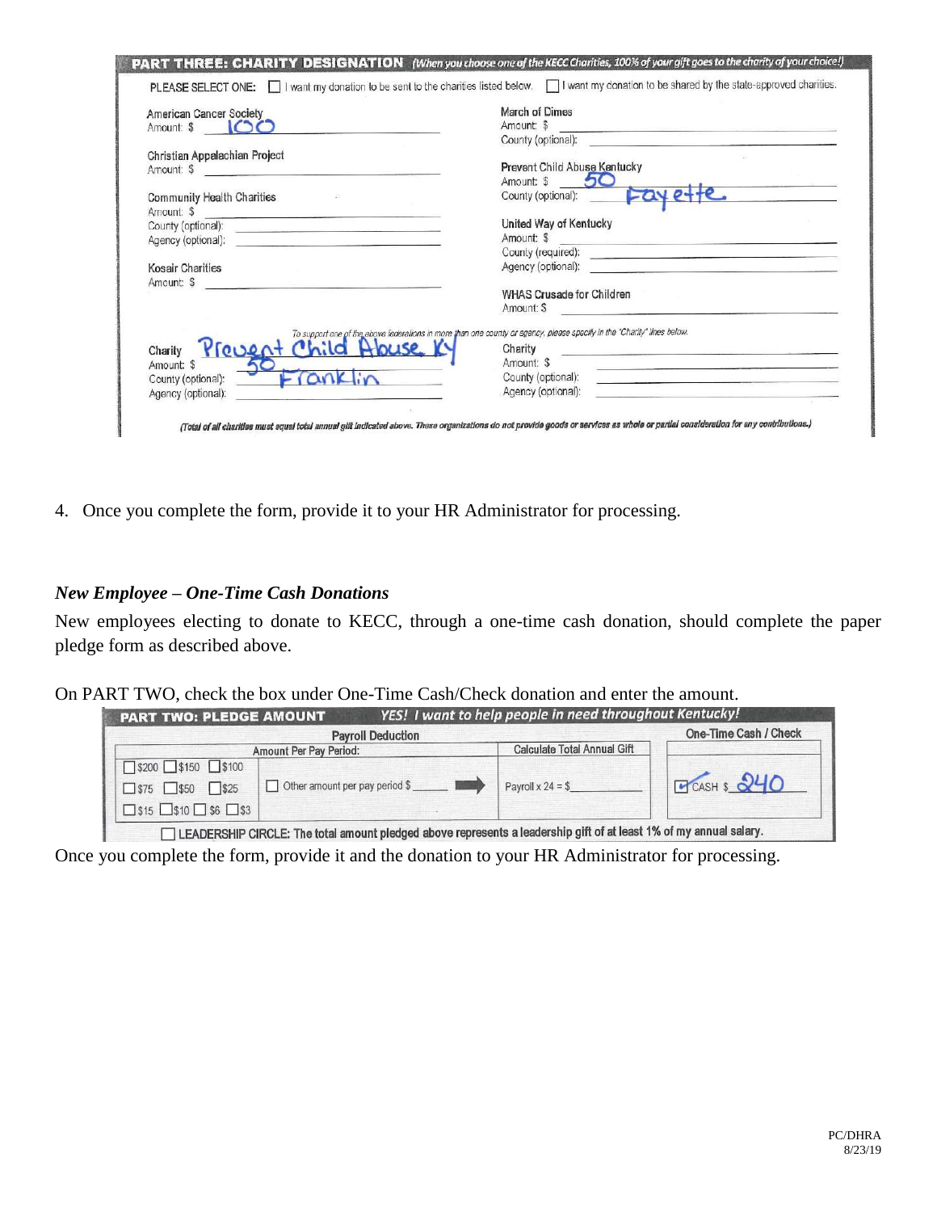**PART THREE: CHARITY DESIGNATION** *(When you choose one of the KECC Charities, 100% of your gift goes to the charity of your choice!)*

PLEASE SELECT ONE: ☐ I want my donation to be sent to the charities listed below. ☐ I want my donation to be shared by the state-approved charities.

American Cancer Society
Amount: $ 100

Christian Appalachian Project
Amount: $

Community Health Charities
Amount: $
County (optional):
Agency (optional):

Kosair Charities
Amount: $

March of Dimes
Amount: $
County (optional):

Prevent Child Abuse Kentucky
Amount: $ 50
County (optional): Fayette

United Way of Kentucky
Amount: $
County (required):
Agency (optional):

WHAS Crusade for Children
Amount: $

*To support one of the above federations in more than one county or agency, please specify in the "Charity" lines below.*

Charity: Prevent Child Abuse KY
Amount: $ 50
County (optional): Franklin
Agency (optional):

Charity:
Amount: $
County (optional):
Agency (optional):

*(Total of all charities must equal total annual gift indicated above. These organizations do not provide goods or services as whole or partial consideration for any contributions.)*

4. Once you complete the form, provide it to your HR Administrator for processing.

### *New Employee – One-Time Cash Donations*

New employees electing to donate to KECC, through a one-time cash donation, should complete the paper pledge form as described above.

On PART TWO, check the box under One-Time Cash/Check donation and enter the amount.

**PART TWO: PLEDGE AMOUNT** *YES! I want to help people in need throughout Kentucky!*

| Payroll Deduction | | | One-Time Cash / Check |
|---|---|---|---|
| Amount Per Pay Period: | | Calculate Total Annual Gift | |
| ☐ $200 ☐ $150 ☐ $100 ☐ $75 ☐ $50 ☐ $25 ☐ $15 ☐ $10 ☐ $6 ☐ $3 | ☐ Other amount per pay period $____ | Payroll x 24 = $____ | ☑ CASH $ 240 |

☐ LEADERSHIP CIRCLE: The total amount pledged above represents a leadership gift of at least 1% of my annual salary.

Once you complete the form, provide it and the donation to your HR Administrator for processing.

PC/DHRA
8/23/19